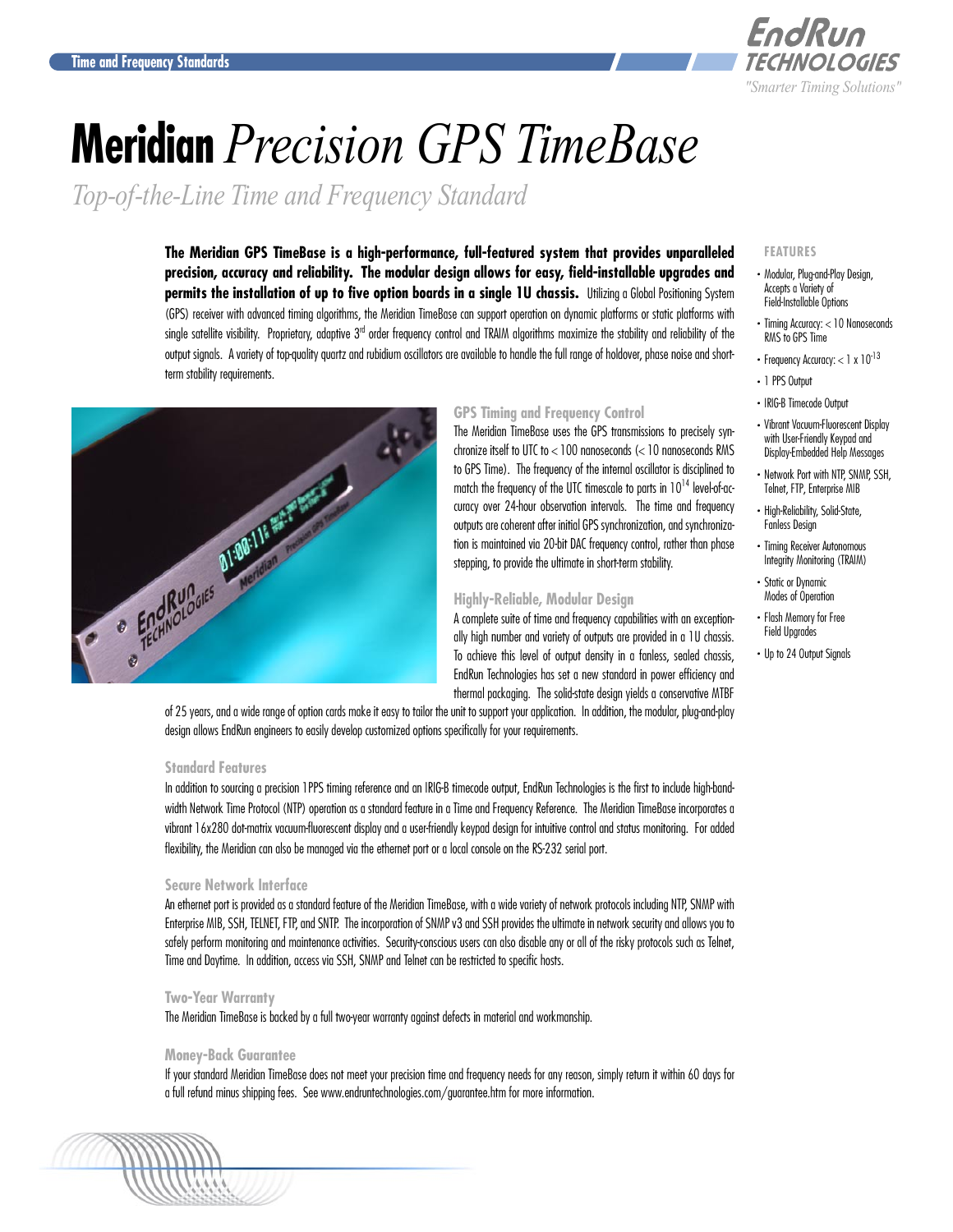Time and Frequency Standards

EndRun TECHNOLOGIES
*"Smarter Timing Solutions"*

# **Meridian** *Precision GPS TimeBase*

*Top-of-the-Line Time and Frequency Standard*

**The Meridian GPS TimeBase is a high-performance, full-featured system that provides unparalleled precision, accuracy and reliability. The modular design allows for easy, field-installable upgrades and permits the installation of up to five option boards in a single 1U chassis.** Utilizing a Global Positioning System (GPS) receiver with advanced timing algorithms, the Meridian TimeBase can support operation on dynamic platforms or static platforms with single satellite visibility. Proprietary, adaptive 3rd order frequency control and TRAIM algorithms maximize the stability and reliability of the output signals. A variety of top-quality quartz and rubidium oscillators are available to handle the full range of holdover, phase noise and short-term stability requirements.

### GPS Timing and Frequency Control

The Meridian TimeBase uses the GPS transmissions to precisely synchronize itself to UTC to < 100 nanoseconds (< 10 nanoseconds RMS to GPS Time). The frequency of the internal oscillator is disciplined to match the frequency of the UTC timescale to parts in $10^{14}$ level-of-accuracy over 24-hour observation intervals. The time and frequency outputs are coherent after initial GPS synchronization, and synchronization is maintained via 20-bit DAC frequency control, rather than phase stepping, to provide the ultimate in short-term stability.

### Highly-Reliable, Modular Design

A complete suite of time and frequency capabilities with an exceptionally high number and variety of outputs are provided in a 1U chassis. To achieve this level of output density in a fanless, sealed chassis, EndRun Technologies has set a new standard in power efficiency and thermal packaging. The solid-state design yields a conservative MTBF of 25 years, and a wide range of option cards make it easy to tailor the unit to support your application. In addition, the modular, plug-and-play design allows EndRun engineers to easily develop customized options specifically for your requirements.

### Standard Features

In addition to sourcing a precision 1PPS timing reference and an IRIG-B timecode output, EndRun Technologies is the first to include high-bandwidth Network Time Protocol (NTP) operation as a standard feature in a Time and Frequency Reference. The Meridian TimeBase incorporates a vibrant 16x280 dot-matrix vacuum-fluorescent display and a user-friendly keypad design for intuitive control and status monitoring. For added flexibility, the Meridian can also be managed via the ethernet port or a local console on the RS-232 serial port.

### Secure Network Interface

An ethernet port is provided as a standard feature of the Meridian TimeBase, with a wide variety of network protocols including NTP, SNMP with Enterprise MIB, SSH, TELNET, FTP, and SNTP. The incorporation of SNMP v3 and SSH provides the ultimate in network security and allows you to safely perform monitoring and maintenance activities. Security-conscious users can also disable any or all of the risky protocols such as Telnet, Time and Daytime. In addition, access via SSH, SNMP and Telnet can be restricted to specific hosts.

### Two-Year Warranty

The Meridian TimeBase is backed by a full two-year warranty against defects in material and workmanship.

### Money-Back Guarantee

If your standard Meridian TimeBase does not meet your precision time and frequency needs for any reason, simply return it within 60 days for a full refund minus shipping fees. See www.endruntechnologies.com/guarantee.htm for more information.

### FEATURES

- Modular, Plug-and-Play Design, Accepts a Variety of Field-Installable Options
- Timing Accuracy: < 10 Nanoseconds RMS to GPS Time
- Frequency Accuracy: < $1 \times 10^{-13}$
- 1 PPS Output
- IRIG-B Timecode Output
- Vibrant Vacuum-Fluorescent Display with User-Friendly Keypad and Display-Embedded Help Messages
- Network Port with NTP, SNMP, SSH, Telnet, FTP, Enterprise MIB
- High-Reliability, Solid-State, Fanless Design
- Timing Receiver Autonomous Integrity Monitoring (TRAIM)
- Static or Dynamic Modes of Operation
- Flash Memory for Free Field Upgrades
- Up to 24 Output Signals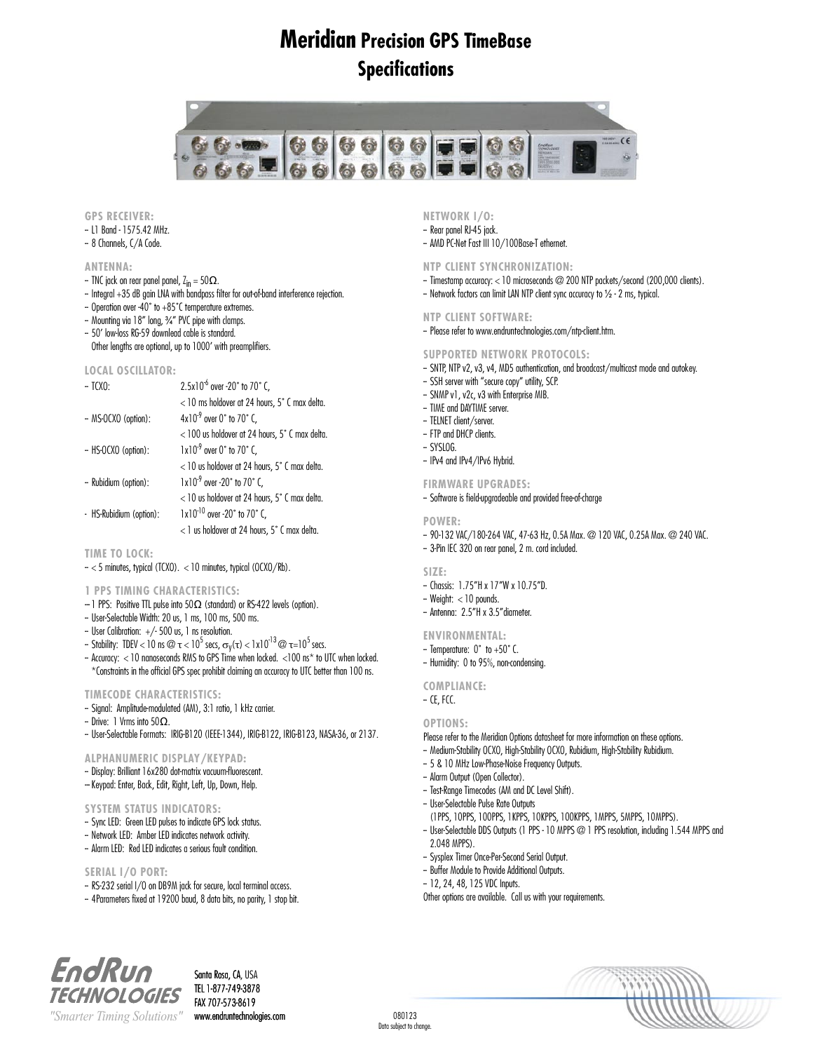# **Meridian** Precision GPS TimeBase
## Specifications

### GPS RECEIVER:
– L1 Band - 1575.42 MHz.
– 8 Channels, C/A Code.

### ANTENNA:
– TNC jack on rear panel panel, $Z_{in} = 50\Omega$.
– Integral +35 dB gain LNA with bandpass filter for out-of-band interference rejection.
– Operation over -40° to +85°C temperature extremes.
– Mounting via 18" long, ¾" PVC pipe with clamps.
– 50' low-loss RG-59 downlead cable is standard.
Other lengths are optional, up to 1000' with preamplifiers.

### LOCAL OSCILLATOR:

| | |
|---|---|
| – TCXO: | $2.5 \times 10^{-6}$ over -20° to 70° C, |
| | < 10 ms holdover at 24 hours, 5° C max delta. |
| – MS-OCXO (option): | $4 \times 10^{-9}$ over 0° to 70° C, |
| | < 100 us holdover at 24 hours, 5° C max delta. |
| – HS-OCXO (option): | $1 \times 10^{-9}$ over 0° to 70° C, |
| | < 10 us holdover at 24 hours, 5° C max delta. |
| – Rubidium (option): | $1 \times 10^{-9}$ over -20° to 70° C, |
| | < 10 us holdover at 24 hours, 5° C max delta. |
| - HS-Rubidium (option): | $1 \times 10^{-10}$ over -20° to 70° C, |
| | < 1 us holdover at 24 hours, 5° C max delta. |

### TIME TO LOCK:
– < 5 minutes, typical (TCXO). < 10 minutes, typical (OCXO/Rb).

### 1 PPS TIMING CHARACTERISTICS:
– 1 PPS: Positive TTL pulse into $50\Omega$ (standard) or RS-422 levels (option).
– User-Selectable Width: 20 us, 1 ms, 100 ms, 500 ms.
– User Calibration: +/- 500 us, 1 ns resolution.
– Stability: TDEV < 10 ns @ $\tau < 10^5$ secs, $\sigma_y(\tau) < 1 \times 10^{-13}$ @ $\tau = 10^5$ secs.
– Accuracy: < 10 nanoseconds RMS to GPS Time when locked. <100 ns* to UTC when locked.
*Constraints in the official GPS spec prohibit claiming an accuracy to UTC better than 100 ns.

### TIMECODE CHARACTERISTICS:
– Signal: Amplitude-modulated (AM), 3:1 ratio, 1 kHz carrier.
– Drive: 1 Vrms into $50\Omega$.
– User-Selectable Formats: IRIG-B120 (IEEE-1344), IRIG-B122, IRIG-B123, NASA-36, or 2137.

### ALPHANUMERIC DISPLAY/KEYPAD:
– Display: Brilliant 16x280 dot-matrix vacuum-fluorescent.
– Keypad: Enter, Back, Edit, Right, Left, Up, Down, Help.

### SYSTEM STATUS INDICATORS:
– Sync LED: Green LED pulses to indicate GPS lock status.
– Network LED: Amber LED indicates network activity.
– Alarm LED: Red LED indicates a serious fault condition.

### SERIAL I/O PORT:
– RS-232 serial I/O on DB9M jack for secure, local terminal access.
– 4Parameters fixed at 19200 baud, 8 data bits, no parity, 1 stop bit.

### NETWORK I/O:
– Rear panel RJ-45 jack.
– AMD PC-Net Fast III 10/100Base-T ethernet.

### NTP CLIENT SYNCHRONIZATION:
– Timestamp accuracy: < 10 microseconds @ 200 NTP packets/second (200,000 clients).
– Network factors can limit LAN NTP client sync accuracy to ½ - 2 ms, typical.

### NTP CLIENT SOFTWARE:
– Please refer to www.endruntechnologies.com/ntp-client.htm.

### SUPPORTED NETWORK PROTOCOLS:
– SNTP, NTP v2, v3, v4, MD5 authentication, and broadcast/multicast mode and autokey.
– SSH server with "secure copy" utility, SCP.
– SNMP v1, v2c, v3 with Enterprise MIB.
– TIME and DAYTIME server.
– TELNET client/server.
– FTP and DHCP clients.
– SYSLOG.
– IPv4 and IPv4/IPv6 Hybrid.

### FIRMWARE UPGRADES:
– Software is field-upgradeable and provided free-of-charge

### POWER:
– 90-132 VAC/180-264 VAC, 47-63 Hz, 0.5A Max. @ 120 VAC, 0.25A Max. @ 240 VAC.
– 3-Pin IEC 320 on rear panel, 2 m. cord included.

### SIZE:
– Chassis: 1.75"H x 17"W x 10.75"D.
– Weight: < 10 pounds.
– Antenna: 2.5"H x 3.5"diameter.

### ENVIRONMENTAL:
– Temperature: 0° to +50° C.
– Humidity: 0 to 95%, non-condensing.

### COMPLIANCE:
– CE, FCC.

### OPTIONS:
Please refer to the Meridian Options datasheet for more information on these options.
– Medium-Stability OCXO, High-Stability OCXO, Rubidium, High-Stability Rubidium.
– 5 & 10 MHz Low-Phase-Noise Frequency Outputs.
– Alarm Output (Open Collector).
– Test-Range Timecodes (AM and DC Level Shift).
– User-Selectable Pulse Rate Outputs
(1PPS, 10PPS, 100PPS, 1KPPS, 10KPPS, 100KPPS, 1MPPS, 5MPPS, 10MPPS).
– User-Selectable DDS Outputs (1 PPS - 10 MPPS @ 1 PPS resolution, including 1.544 MPPS and 2.048 MPPS).
– Sysplex Timer Once-Per-Second Serial Output.
– Buffer Module to Provide Additional Outputs.
– 12, 24, 48, 125 VDC Inputs.
Other options are available. Call us with your requirements.

EndRun TECHNOLOGIES
"Smarter Timing Solutions"

Santa Rosa, CA, USA
TEL 1-877-749-3878
FAX 707-573-8619
www.endruntechnologies.com

080123
Data subject to change.